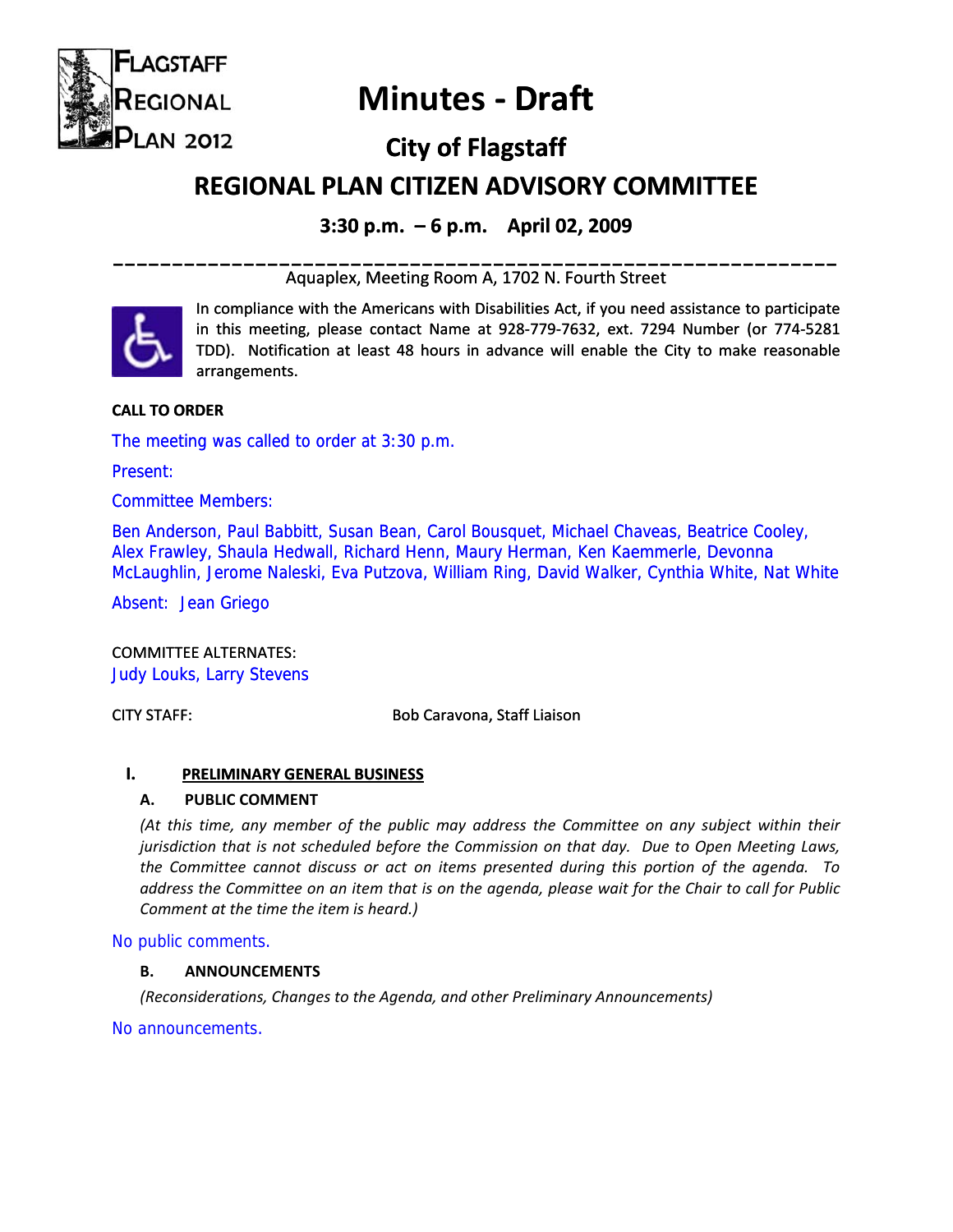FLAGSTAFF REGIONAL PLAN 2012

# Minutes - Draft

## City of Flagstaff

## REGIONAL PLAN CITIZEN ADVISORY COMMITTEE

### 3:30 p.m. – 6 p.m. April 02, 2009

Aquaplex, Meeting Room A, 1702 N. Fourth Street

In compliance with the Americans with Disabilities Act, if you need assistance to participate in this meeting, please contact Name at 928-779-7632, ext. 7294 Number (or 774-5281 TDD). Notification at least 48 hours in advance will enable the City to make reasonable arrangements.

**CALL TO ORDER**

The meeting was called to order at 3:30 p.m.

Present:

Committee Members:

Ben Anderson, Paul Babbitt, Susan Bean, Carol Bousquet, Michael Chaveas, Beatrice Cooley, Alex Frawley, Shaula Hedwall, Richard Henn, Maury Herman, Ken Kaemmerle, Devonna McLaughlin, Jerome Naleski, Eva Putzova, William Ring, David Walker, Cynthia White, Nat White

Absent: Jean Griego

COMMITTEE ALTERNATES:
Judy Louks, Larry Stevens

CITY STAFF: Bob Caravona, Staff Liaison

**I. PRELIMINARY GENERAL BUSINESS**

**A. PUBLIC COMMENT**

*(At this time, any member of the public may address the Committee on any subject within their jurisdiction that is not scheduled before the Commission on that day. Due to Open Meeting Laws, the Committee cannot discuss or act on items presented during this portion of the agenda. To address the Committee on an item that is on the agenda, please wait for the Chair to call for Public Comment at the time the item is heard.)*

No public comments.

**B. ANNOUNCEMENTS**

*(Reconsiderations, Changes to the Agenda, and other Preliminary Announcements)*

No announcements.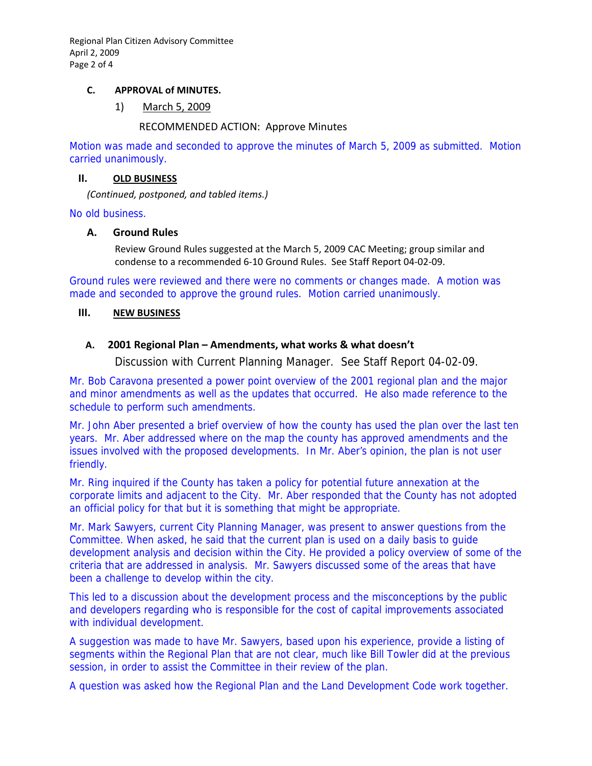### C. APPROVAL of MINUTES.

1) March 5, 2009

RECOMMENDED ACTION: Approve Minutes

Motion was made and seconded to approve the minutes of March 5, 2009 as submitted. Motion carried unanimously.

## II. OLD BUSINESS

*(Continued, postponed, and tabled items.)*

No old business.

### A. Ground Rules

Review Ground Rules suggested at the March 5, 2009 CAC Meeting; group similar and condense to a recommended 6-10 Ground Rules. See Staff Report 04-02-09.

Ground rules were reviewed and there were no comments or changes made. A motion was made and seconded to approve the ground rules. Motion carried unanimously.

## III. NEW BUSINESS

### A. 2001 Regional Plan – Amendments, what works & what doesn't

Discussion with Current Planning Manager. See Staff Report 04-02-09.

Mr. Bob Caravona presented a power point overview of the 2001 regional plan and the major and minor amendments as well as the updates that occurred. He also made reference to the schedule to perform such amendments.

Mr. John Aber presented a brief overview of how the county has used the plan over the last ten years. Mr. Aber addressed where on the map the county has approved amendments and the issues involved with the proposed developments. In Mr. Aber's opinion, the plan is not user friendly.

Mr. Ring inquired if the County has taken a policy for potential future annexation at the corporate limits and adjacent to the City. Mr. Aber responded that the County has not adopted an official policy for that but it is something that might be appropriate.

Mr. Mark Sawyers, current City Planning Manager, was present to answer questions from the Committee. When asked, he said that the current plan is used on a daily basis to guide development analysis and decision within the City. He provided a policy overview of some of the criteria that are addressed in analysis. Mr. Sawyers discussed some of the areas that have been a challenge to develop within the city.

This led to a discussion about the development process and the misconceptions by the public and developers regarding who is responsible for the cost of capital improvements associated with individual development.

A suggestion was made to have Mr. Sawyers, based upon his experience, provide a listing of segments within the Regional Plan that are not clear, much like Bill Towler did at the previous session, in order to assist the Committee in their review of the plan.

A question was asked how the Regional Plan and the Land Development Code work together.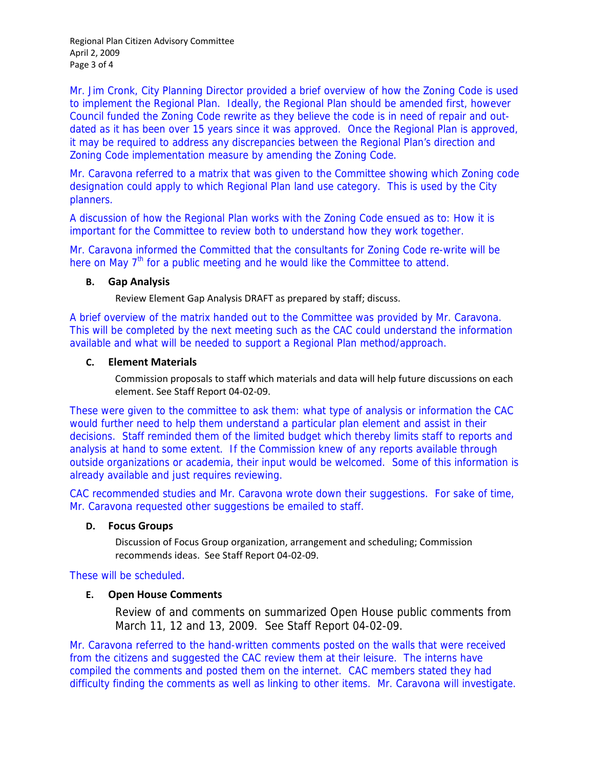Mr. Jim Cronk, City Planning Director provided a brief overview of how the Zoning Code is used to implement the Regional Plan. Ideally, the Regional Plan should be amended first, however Council funded the Zoning Code rewrite as they believe the code is in need of repair and out-dated as it has been over 15 years since it was approved. Once the Regional Plan is approved, it may be required to address any discrepancies between the Regional Plan's direction and Zoning Code implementation measure by amending the Zoning Code.

Mr. Caravona referred to a matrix that was given to the Committee showing which Zoning code designation could apply to which Regional Plan land use category. This is used by the City planners.

A discussion of how the Regional Plan works with the Zoning Code ensued as to: How it is important for the Committee to review both to understand how they work together.

Mr. Caravona informed the Committed that the consultants for Zoning Code re-write will be here on May 7th for a public meeting and he would like the Committee to attend.

**B. Gap Analysis**

Review Element Gap Analysis DRAFT as prepared by staff; discuss.

A brief overview of the matrix handed out to the Committee was provided by Mr. Caravona. This will be completed by the next meeting such as the CAC could understand the information available and what will be needed to support a Regional Plan method/approach.

**C. Element Materials**

Commission proposals to staff which materials and data will help future discussions on each element. See Staff Report 04-02-09.

These were given to the committee to ask them: what type of analysis or information the CAC would further need to help them understand a particular plan element and assist in their decisions. Staff reminded them of the limited budget which thereby limits staff to reports and analysis at hand to some extent. If the Commission knew of any reports available through outside organizations or academia, their input would be welcomed. Some of this information is already available and just requires reviewing.

CAC recommended studies and Mr. Caravona wrote down their suggestions. For sake of time, Mr. Caravona requested other suggestions be emailed to staff.

**D. Focus Groups**

Discussion of Focus Group organization, arrangement and scheduling; Commission recommends ideas. See Staff Report 04-02-09.

These will be scheduled.

**E. Open House Comments**

Review of and comments on summarized Open House public comments from March 11, 12 and 13, 2009. See Staff Report 04-02-09.

Mr. Caravona referred to the hand-written comments posted on the walls that were received from the citizens and suggested the CAC review them at their leisure. The interns have compiled the comments and posted them on the internet. CAC members stated they had difficulty finding the comments as well as linking to other items. Mr. Caravona will investigate.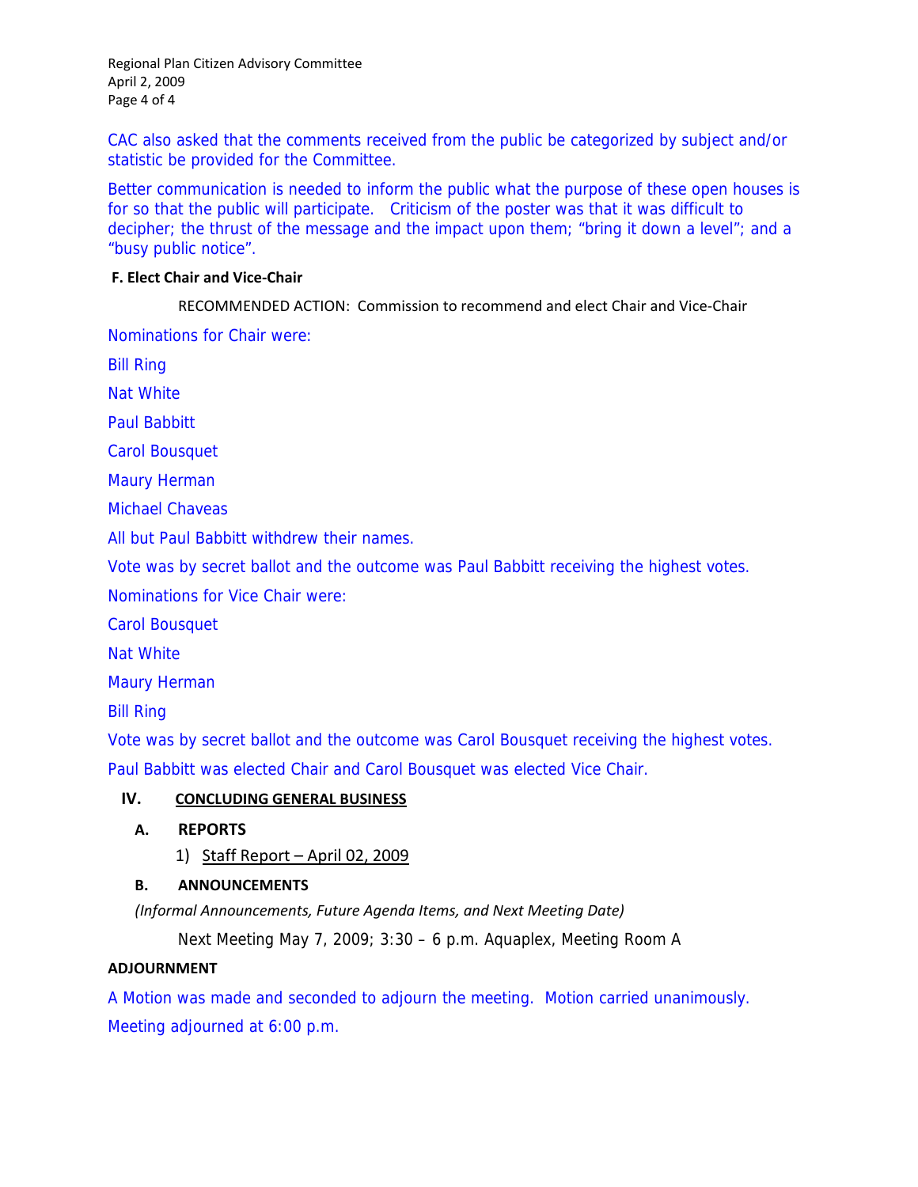CAC also asked that the comments received from the public be categorized by subject and/or statistic be provided for the Committee.

Better communication is needed to inform the public what the purpose of these open houses is for so that the public will participate. Criticism of the poster was that it was difficult to decipher; the thrust of the message and the impact upon them; "bring it down a level"; and a "busy public notice".

**F. Elect Chair and Vice-Chair**

RECOMMENDED ACTION: Commission to recommend and elect Chair and Vice-Chair

Nominations for Chair were:

Bill Ring

Nat White

Paul Babbitt

Carol Bousquet

Maury Herman

Michael Chaveas

All but Paul Babbitt withdrew their names.

Vote was by secret ballot and the outcome was Paul Babbitt receiving the highest votes.

Nominations for Vice Chair were:

Carol Bousquet

Nat White

Maury Herman

Bill Ring

Vote was by secret ballot and the outcome was Carol Bousquet receiving the highest votes.

Paul Babbitt was elected Chair and Carol Bousquet was elected Vice Chair.

## IV. CONCLUDING GENERAL BUSINESS

### A. REPORTS

1) Staff Report – April 02, 2009

### B. ANNOUNCEMENTS

*(Informal Announcements, Future Agenda Items, and Next Meeting Date)*

Next Meeting May 7, 2009; 3:30 – 6 p.m. Aquaplex, Meeting Room A

**ADJOURNMENT**

A Motion was made and seconded to adjourn the meeting. Motion carried unanimously.

Meeting adjourned at 6:00 p.m.